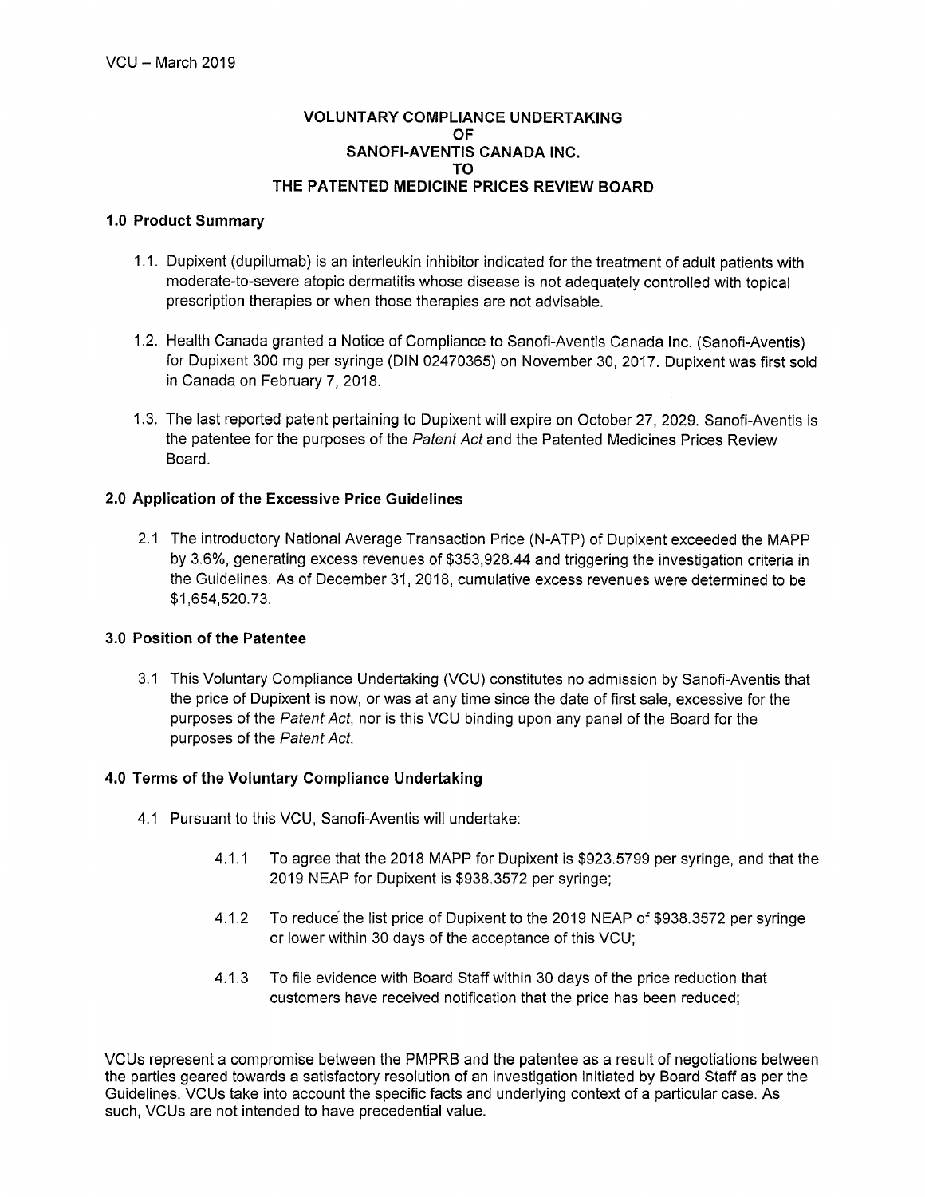VCU – March 2019

# VOLUNTARY COMPLIANCE UNDERTAKING OF SANOFI-AVENTIS CANADA INC. TO THE PATENTED MEDICINE PRICES REVIEW BOARD

## 1.0 Product Summary

1.1. Dupixent (dupilumab) is an interleukin inhibitor indicated for the treatment of adult patients with moderate-to-severe atopic dermatitis whose disease is not adequately controlled with topical prescription therapies or when those therapies are not advisable.

1.2. Health Canada granted a Notice of Compliance to Sanofi-Aventis Canada Inc. (Sanofi-Aventis) for Dupixent 300 mg per syringe (DIN 02470365) on November 30, 2017. Dupixent was first sold in Canada on February 7, 2018.

1.3. The last reported patent pertaining to Dupixent will expire on October 27, 2029. Sanofi-Aventis is the patentee for the purposes of the *Patent Act* and the Patented Medicines Prices Review Board.

## 2.0 Application of the Excessive Price Guidelines

2.1 The introductory National Average Transaction Price (N-ATP) of Dupixent exceeded the MAPP by 3.6%, generating excess revenues of $353,928.44 and triggering the investigation criteria in the Guidelines. As of December 31, 2018, cumulative excess revenues were determined to be $1,654,520.73.

## 3.0 Position of the Patentee

3.1 This Voluntary Compliance Undertaking (VCU) constitutes no admission by Sanofi-Aventis that the price of Dupixent is now, or was at any time since the date of first sale, excessive for the purposes of the *Patent Act*, nor is this VCU binding upon any panel of the Board for the purposes of the *Patent Act*.

## 4.0 Terms of the Voluntary Compliance Undertaking

4.1 Pursuant to this VCU, Sanofi-Aventis will undertake:

4.1.1 To agree that the 2018 MAPP for Dupixent is $923.5799 per syringe, and that the 2019 NEAP for Dupixent is $938.3572 per syringe;

4.1.2 To reduce the list price of Dupixent to the 2019 NEAP of $938.3572 per syringe or lower within 30 days of the acceptance of this VCU;

4.1.3 To file evidence with Board Staff within 30 days of the price reduction that customers have received notification that the price has been reduced;

VCUs represent a compromise between the PMPRB and the patentee as a result of negotiations between the parties geared towards a satisfactory resolution of an investigation initiated by Board Staff as per the Guidelines. VCUs take into account the specific facts and underlying context of a particular case. As such, VCUs are not intended to have precedential value.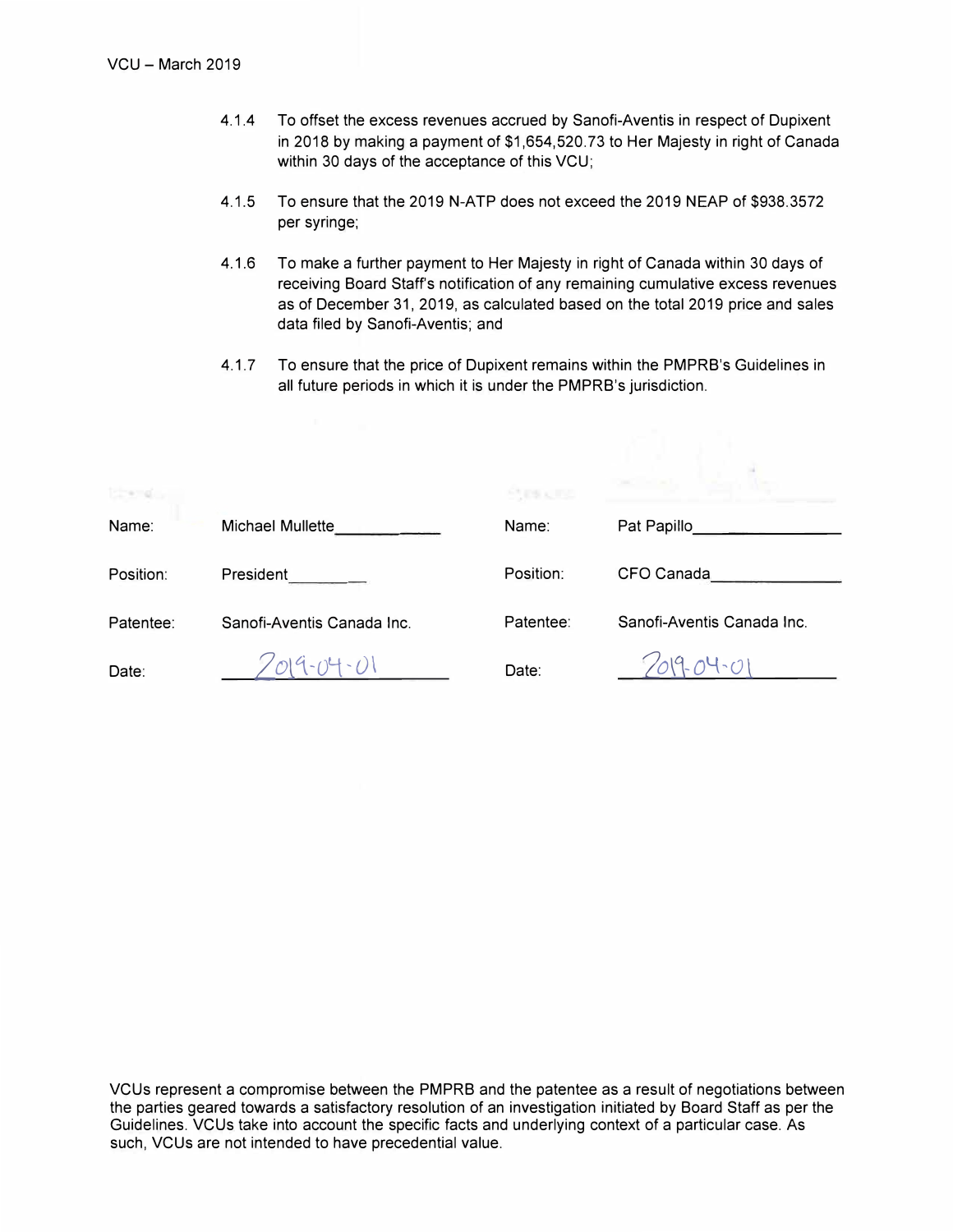4.1.4 To offset the excess revenues accrued by Sanofi-Aventis in respect of Dupixent in 2018 by making a payment of $1,654,520.73 to Her Majesty in right of Canada within 30 days of the acceptance of this VCU;

4.1.5 To ensure that the 2019 N-ATP does not exceed the 2019 NEAP of $938.3572 per syringe;

4.1.6 To make a further payment to Her Majesty in right of Canada within 30 days of receiving Board Staff's notification of any remaining cumulative excess revenues as of December 31, 2019, as calculated based on the total 2019 price and sales data filed by Sanofi-Aventis; and

4.1.7 To ensure that the price of Dupixent remains within the PMPRB's Guidelines in all future periods in which it is under the PMPRB's jurisdiction.

| | | | |
|---|---|---|---|
| Name: | Michael Mullette | Name: | Pat Papillo |
| Position: | President | Position: | CFO Canada |
| Patentee: | Sanofi-Aventis Canada Inc. | Patentee: | Sanofi-Aventis Canada Inc. |
| Date: | 2019-04-01 | Date: | 2019-04-01 |

VCUs represent a compromise between the PMPRB and the patentee as a result of negotiations between the parties geared towards a satisfactory resolution of an investigation initiated by Board Staff as per the Guidelines. VCUs take into account the specific facts and underlying context of a particular case. As such, VCUs are not intended to have precedential value.